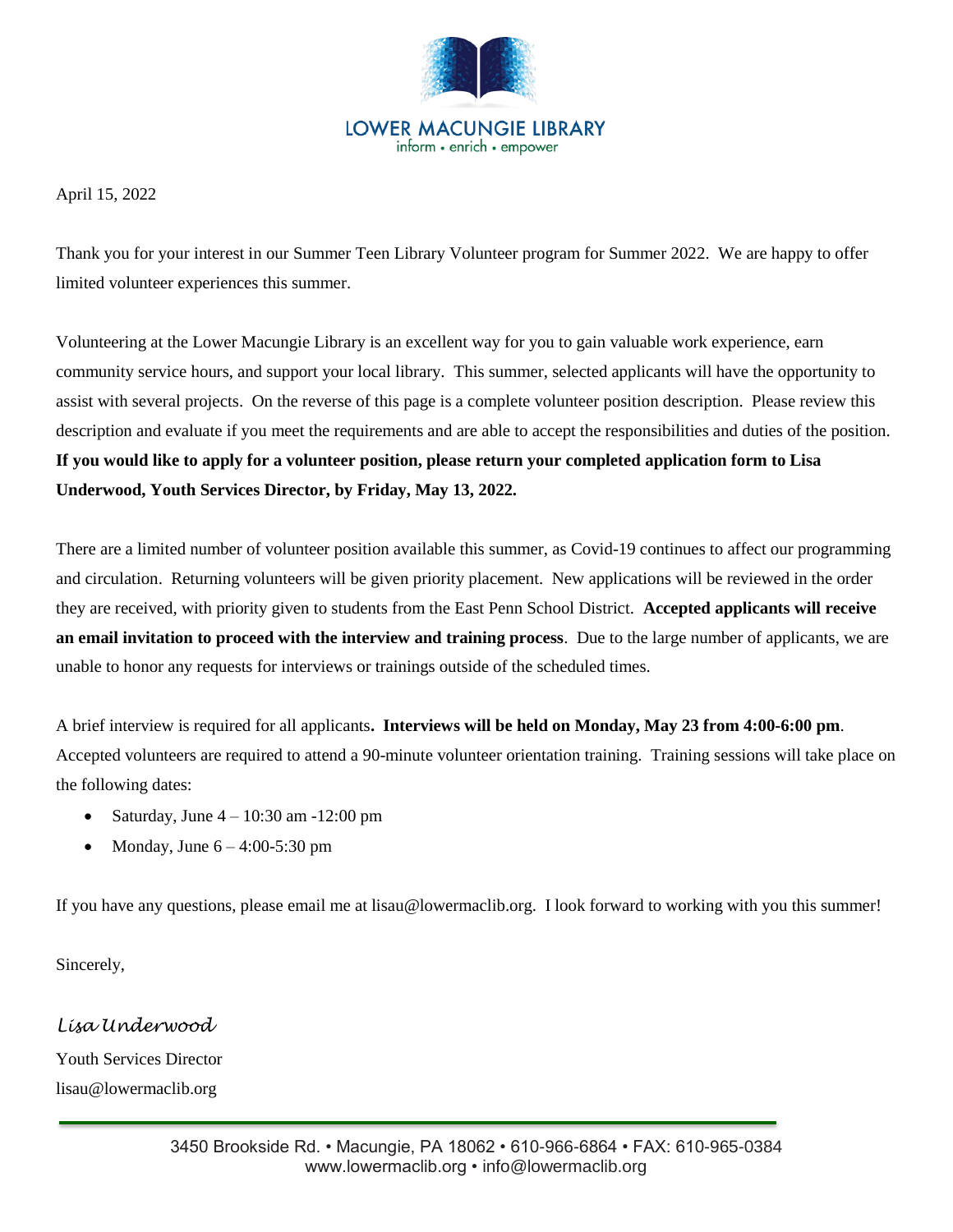LOWER MACUNGIE LIBRARY

inform • enrich • empower

April 15, 2022

Thank you for your interest in our Summer Teen Library Volunteer program for Summer 2022. We are happy to offer limited volunteer experiences this summer.

Volunteering at the Lower Macungie Library is an excellent way for you to gain valuable work experience, earn community service hours, and support your local library. This summer, selected applicants will have the opportunity to assist with several projects. On the reverse of this page is a complete volunteer position description. Please review this description and evaluate if you meet the requirements and are able to accept the responsibilities and duties of the position. **If you would like to apply for a volunteer position, please return your completed application form to Lisa Underwood, Youth Services Director, by Friday, May 13, 2022.**

There are a limited number of volunteer position available this summer, as Covid-19 continues to affect our programming and circulation. Returning volunteers will be given priority placement. New applications will be reviewed in the order they are received, with priority given to students from the East Penn School District. **Accepted applicants will receive an email invitation to proceed with the interview and training process**. Due to the large number of applicants, we are unable to honor any requests for interviews or trainings outside of the scheduled times.

A brief interview is required for all applicants**. Interviews will be held on Monday, May 23 from 4:00-6:00 pm**. Accepted volunteers are required to attend a 90-minute volunteer orientation training. Training sessions will take place on the following dates:

- Saturday, June 4 – 10:30 am -12:00 pm
- Monday, June 6 – 4:00-5:30 pm

If you have any questions, please email me at lisau@lowermaclib.org. I look forward to working with you this summer!

Sincerely,

*Lisa Underwood*

Youth Services Director

lisau@lowermaclib.org

3450 Brookside Rd. • Macungie, PA 18062 • 610-966-6864 • FAX: 610-965-0384

www.lowermaclib.org • info@lowermaclib.org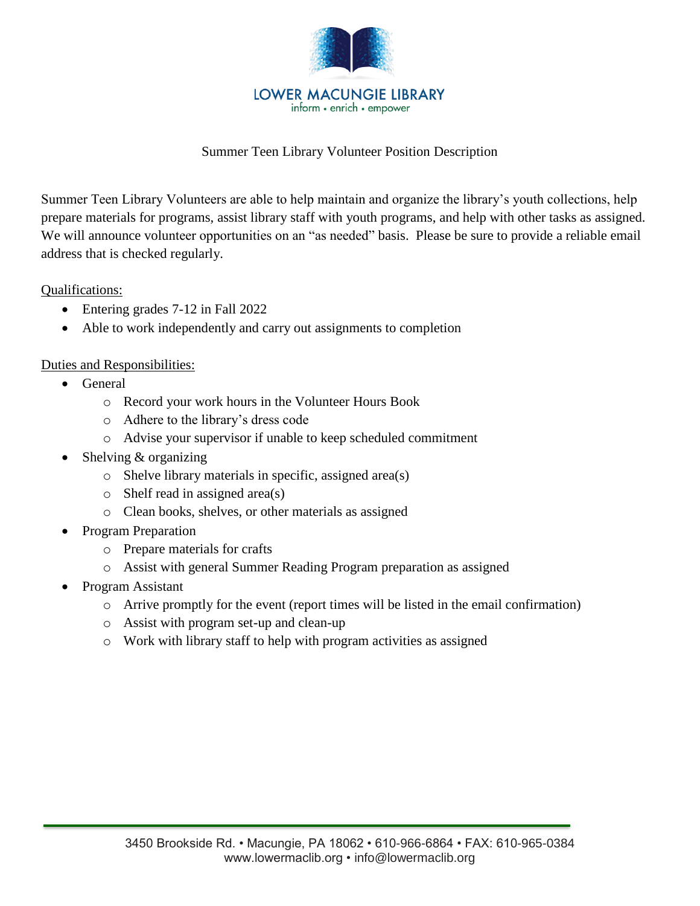# LOWER MACUNGIE LIBRARY

inform • enrich • empower

## Summer Teen Library Volunteer Position Description

Summer Teen Library Volunteers are able to help maintain and organize the library's youth collections, help prepare materials for programs, assist library staff with youth programs, and help with other tasks as assigned. We will announce volunteer opportunities on an "as needed" basis. Please be sure to provide a reliable email address that is checked regularly.

Qualifications:

- Entering grades 7-12 in Fall 2022
- Able to work independently and carry out assignments to completion

Duties and Responsibilities:

- General
  - Record your work hours in the Volunteer Hours Book
  - Adhere to the library's dress code
  - Advise your supervisor if unable to keep scheduled commitment
- Shelving & organizing
  - Shelve library materials in specific, assigned area(s)
  - Shelf read in assigned area(s)
  - Clean books, shelves, or other materials as assigned
- Program Preparation
  - Prepare materials for crafts
  - Assist with general Summer Reading Program preparation as assigned
- Program Assistant
  - Arrive promptly for the event (report times will be listed in the email confirmation)
  - Assist with program set-up and clean-up
  - Work with library staff to help with program activities as assigned

3450 Brookside Rd. • Macungie, PA 18062 • 610-966-6864 • FAX: 610-965-0384
www.lowermaclib.org • info@lowermaclib.org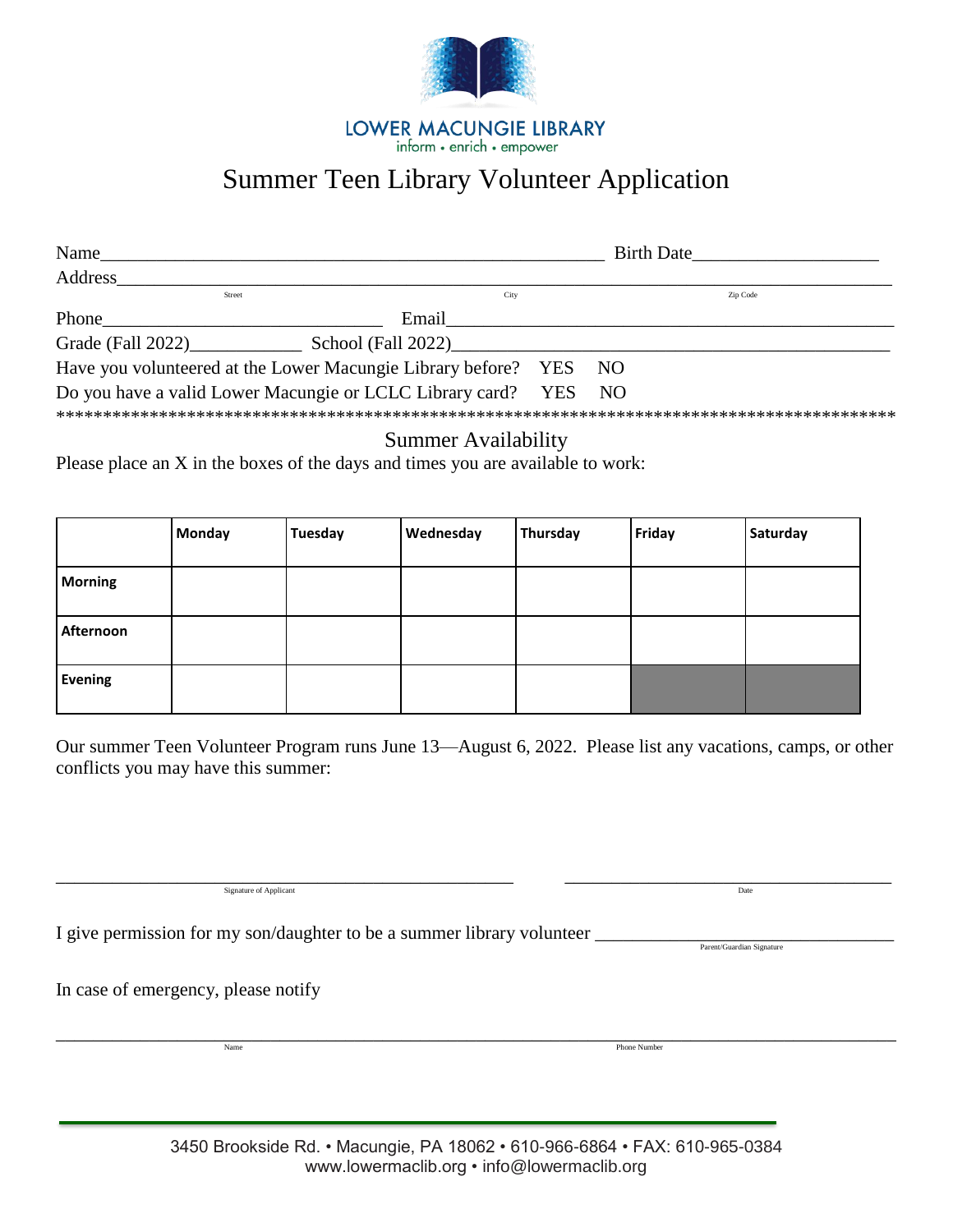LOWER MACUNGIE LIBRARY
inform • enrich • empower

# Summer Teen Library Volunteer Application

Name_______________________________________________________ Birth Date____________________

Address_______________________________________________________________________________
Street City Zip Code

Phone______________________________ Email___________________________________________

Grade (Fall 2022)____________ School (Fall 2022)______________________________________

Have you volunteered at the Lower Macungie Library before? YES NO

Do you have a valid Lower Macungie or LCLC Library card? YES NO

**************************************************************************************

## Summer Availability

Please place an X in the boxes of the days and times you are available to work:

| | **Monday** | **Tuesday** | **Wednesday** | **Thursday** | **Friday** | **Saturday** |
|---|---|---|---|---|---|---|
| **Morning** | | | | | | |
| **Afternoon** | | | | | | |
| **Evening** | | | | | | |

Our summer Teen Volunteer Program runs June 13—August 6, 2022. Please list any vacations, camps, or other conflicts you may have this summer:

______________________________________________ ____________________________________
Signature of Applicant Date

I give permission for my son/daughter to be a summer library volunteer ______________________________
Parent/Guardian Signature

In case of emergency, please notify

_______________________________________________________________________________________
Name Phone Number

3450 Brookside Rd. • Macungie, PA 18062 • 610-966-6864 • FAX: 610-965-0384
www.lowermaclib.org • info@lowermaclib.org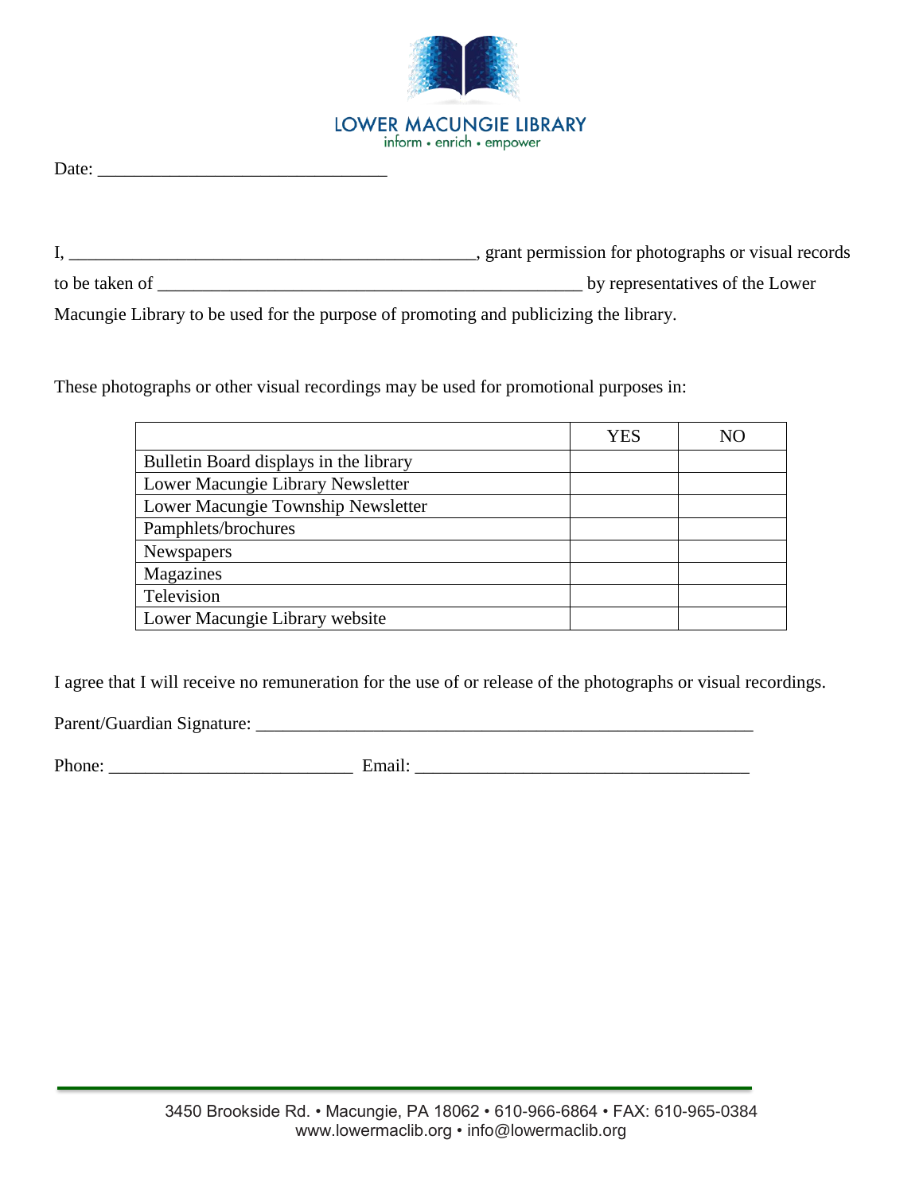# LOWER MACUNGIE LIBRARY

inform • enrich • empower

Date: ________________________________

I, _____________________________________________, grant permission for photographs or visual records to be taken of _______________________________________________ by representatives of the Lower Macungie Library to be used for the purpose of promoting and publicizing the library.

These photographs or other visual recordings may be used for promotional purposes in:

| | YES | NO |
|---|---|---|
| Bulletin Board displays in the library | | |
| Lower Macungie Library Newsletter | | |
| Lower Macungie Township Newsletter | | |
| Pamphlets/brochures | | |
| Newspapers | | |
| Magazines | | |
| Television | | |
| Lower Macungie Library website | | |

I agree that I will receive no remuneration for the use of or release of the photographs or visual recordings.

Parent/Guardian Signature: _______________________________________________________

Phone: ___________________________ Email: _____________________________________

3450 Brookside Rd. • Macungie, PA 18062 • 610-966-6864 • FAX: 610-965-0384
www.lowermaclib.org • info@lowermaclib.org